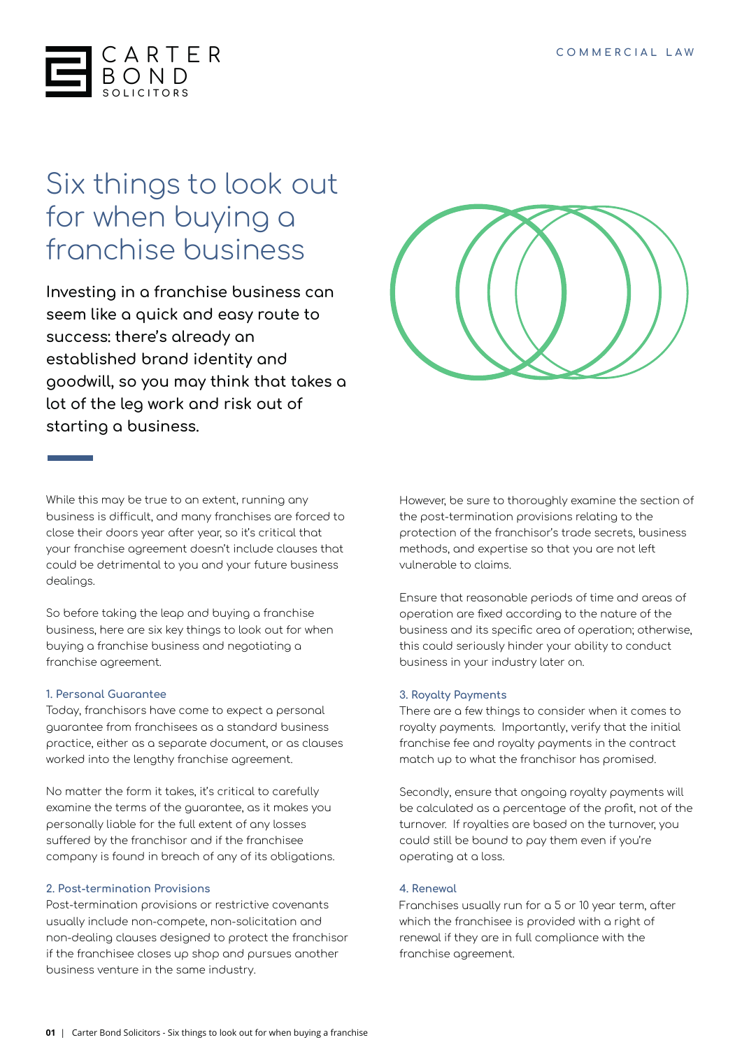# Six things to look out for when buying a franchise business

**Investing in a franchise business can seem like a quick and easy route to success: there's already an established brand identity and goodwill, so you may think that takes a lot of the leg work and risk out of starting a business.**

While this may be true to an extent, running any business is difficult, and many franchises are forced to close their doors year after year, so it's critical that your franchise agreement doesn't include clauses that could be detrimental to you and your future business dealings.

So before taking the leap and buying a franchise business, here are six key things to look out for when buying a franchise business and negotiating a franchise agreement.

### 1. Personal Guarantee

Today, franchisors have come to expect a personal guarantee from franchisees as a standard business practice, either as a separate document, or as clauses worked into the lengthy franchise agreement.

No matter the form it takes, it's critical to carefully examine the terms of the guarantee, as it makes you personally liable for the full extent of any losses suffered by the franchisor and if the franchisee company is found in breach of any of its obligations.

### 2. Post-termination Provisions

Post-termination provisions or restrictive covenants usually include non-compete, non-solicitation and non-dealing clauses designed to protect the franchisor if the franchisee closes up shop and pursues another business venture in the same industry.

However, be sure to thoroughly examine the section of the post-termination provisions relating to the protection of the franchisor's trade secrets, business methods, and expertise so that you are not left vulnerable to claims.

Ensure that reasonable periods of time and areas of operation are fixed according to the nature of the business and its specific area of operation; otherwise, this could seriously hinder your ability to conduct business in your industry later on.

### 3. Royalty Payments

There are a few things to consider when it comes to royalty payments. Importantly, verify that the initial franchise fee and royalty payments in the contract match up to what the franchisor has promised.

Secondly, ensure that ongoing royalty payments will be calculated as a percentage of the profit, not of the turnover. If royalties are based on the turnover, you could still be bound to pay them even if you're operating at a loss.

### 4. Renewal

Franchises usually run for a 5 or 10 year term, after which the franchisee is provided with a right of renewal if they are in full compliance with the franchise agreement.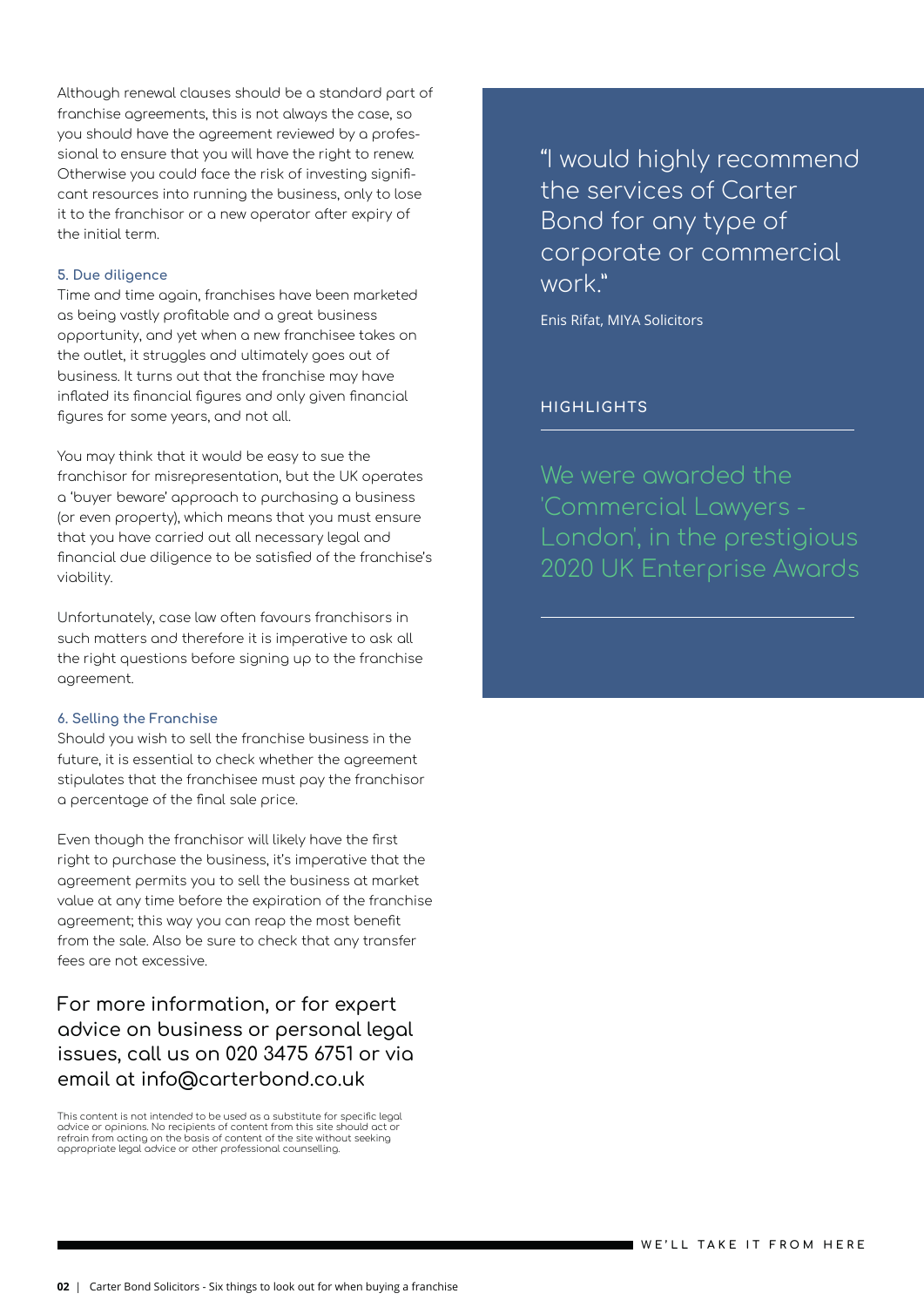Although renewal clauses should be a standard part of franchise agreements, this is not always the case, so you should have the agreement reviewed by a professional to ensure that you will have the right to renew. Otherwise you could face the risk of investing significant resources into running the business, only to lose it to the franchisor or a new operator after expiry of the initial term.

### 5. Due diligence

Time and time again, franchises have been marketed as being vastly profitable and a great business opportunity, and yet when a new franchisee takes on the outlet, it struggles and ultimately goes out of business. It turns out that the franchise may have inflated its financial figures and only given financial figures for some years, and not all.

You may think that it would be easy to sue the franchisor for misrepresentation, but the UK operates a 'buyer beware' approach to purchasing a business (or even property), which means that you must ensure that you have carried out all necessary legal and financial due diligence to be satisfied of the franchise's viability.

Unfortunately, case law often favours franchisors in such matters and therefore it is imperative to ask all the right questions before signing up to the franchise agreement.

### 6. Selling the Franchise

Should you wish to sell the franchise business in the future, it is essential to check whether the agreement stipulates that the franchisee must pay the franchisor a percentage of the final sale price.

Even though the franchisor will likely have the first right to purchase the business, it's imperative that the agreement permits you to sell the business at market value at any time before the expiration of the franchise agreement; this way you can reap the most benefit from the sale. Also be sure to check that any transfer fees are not excessive.

For more information, or for expert advice on business or personal legal issues, call us on 020 3475 6751 or via email at info@carterbond.co.uk

This content is not intended to be used as a substitute for specific legal advice or opinions. No recipients of content from this site should act or refrain from acting on the basis of content of the site without seeking appropriate legal advice or other professional counselling.

> "I would highly recommend the services of Carter Bond for any type of corporate or commercial work."
>
> Enis Rifat, MIYA Solicitors

#### HIGHLIGHTS

We were awarded the 'Commercial Lawyers - London', in the prestigious 2020 UK Enterprise Awards

WE'LL TAKE IT FROM HERE